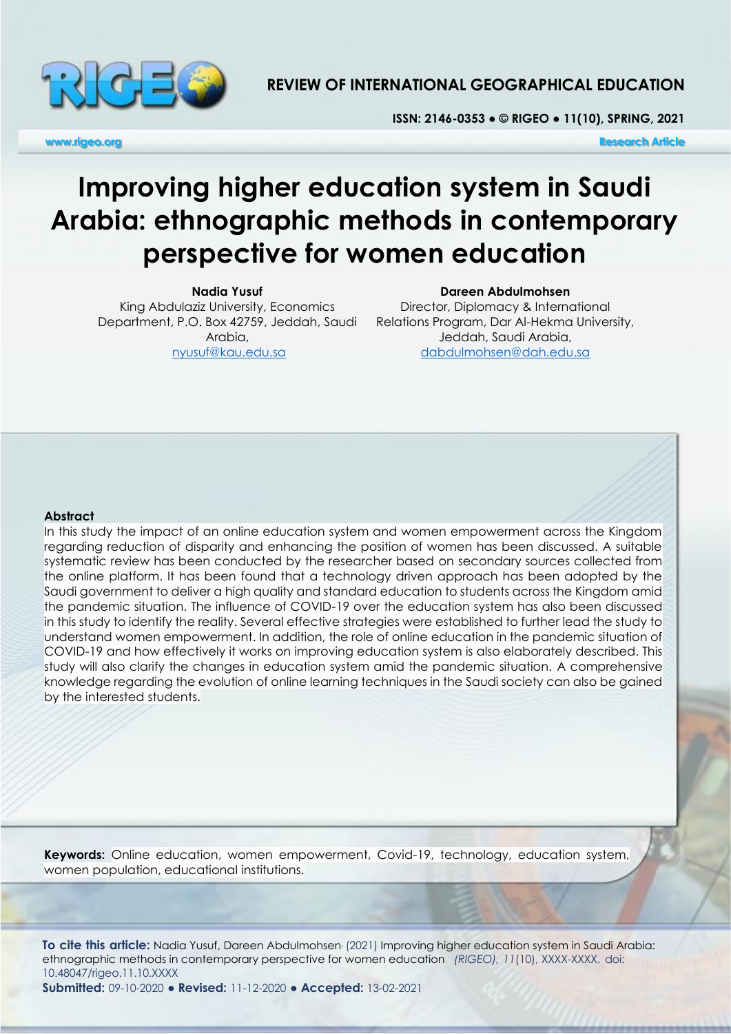**REVIEW OF INTERNATIONAL GEOGRAPHICAL EDUCATION**

**ISSN: 2146-0353 ● © RIGEO ● 11(10), SPRING, 2021**

www.rigeo.org **Research Article**

# Improving higher education system in Saudi Arabia: ethnographic methods in contemporary perspective for women education

**Nadia Yusuf**
King Abdulaziz University, Economics Department, P.O. Box 42759, Jeddah, Saudi Arabia,
nyusuf@kau.edu.sa

**Dareen Abdulmohsen**
Director, Diplomacy & International Relations Program, Dar Al-Hekma University, Jeddah, Saudi Arabia,
dabdulmohsen@dah.edu.sa

### Abstract

In this study the impact of an online education system and women empowerment across the Kingdom regarding reduction of disparity and enhancing the position of women has been discussed. A suitable systematic review has been conducted by the researcher based on secondary sources collected from the online platform. It has been found that a technology driven approach has been adopted by the Saudi government to deliver a high quality and standard education to students across the Kingdom amid the pandemic situation. The influence of COVID-19 over the education system has also been discussed in this study to identify the reality. Several effective strategies were established to further lead the study to understand women empowerment. In addition, the role of online education in the pandemic situation of COVID-19 and how effectively it works on improving education system is also elaborately described. This study will also clarify the changes in education system amid the pandemic situation. A comprehensive knowledge regarding the evolution of online learning techniques in the Saudi society can also be gained by the interested students.

**Keywords:** Online education, women empowerment, Covid-19, technology, education system, women population, educational institutions.

**To cite this article:** Nadia Yusuf, Dareen Abdulmohsen. (2021) Improving higher education system in Saudi Arabia: ethnographic methods in contemporary perspective for women education *(RIGEO), 11*(10), XXXX-XXXX. doi: 10.48047/rigeo.11.10.XXXX

**Submitted:** 09-10-2020 ● **Revised:** 11-12-2020 ● **Accepted:** 13-02-2021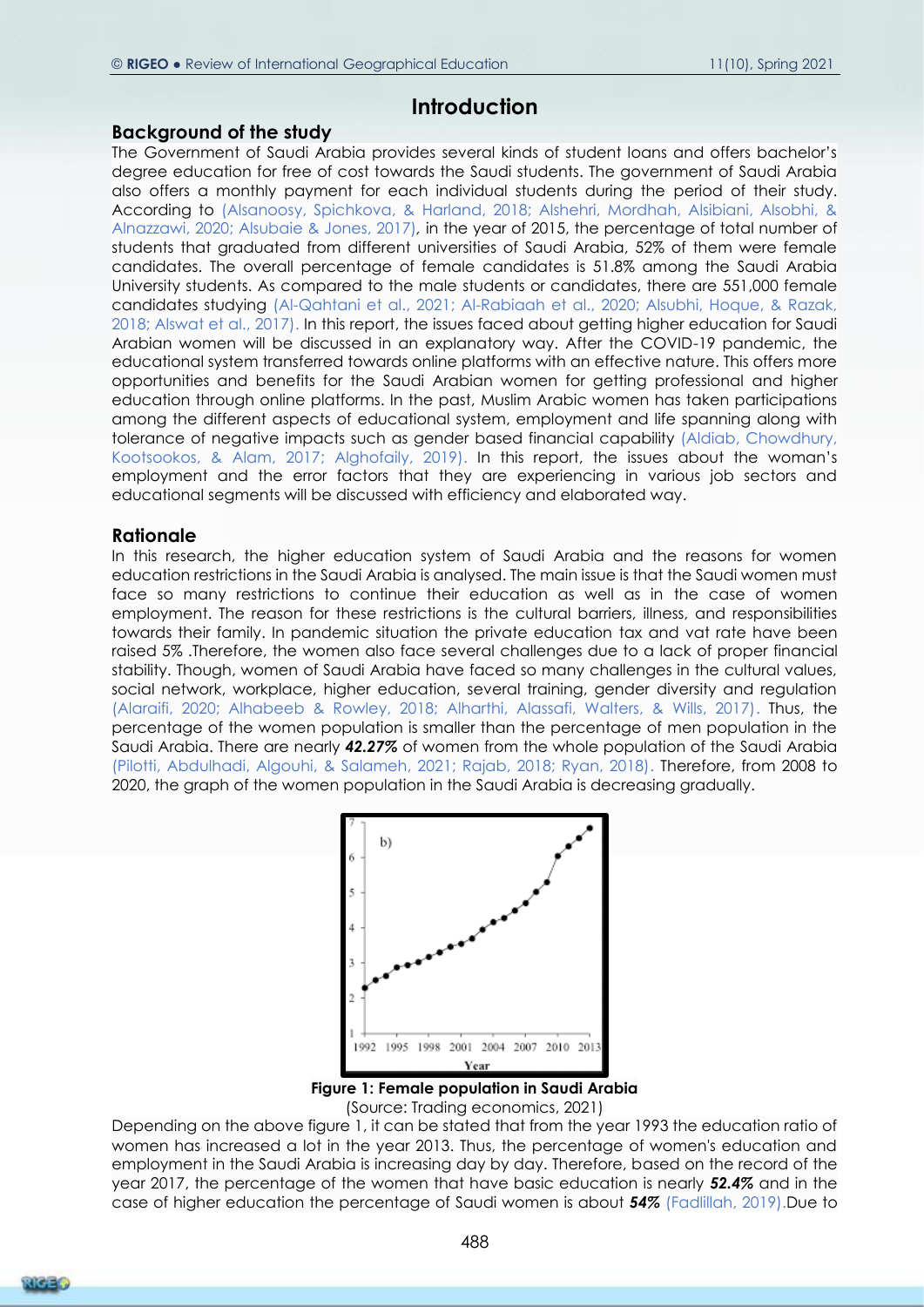# Introduction

## Background of the study

The Government of Saudi Arabia provides several kinds of student loans and offers bachelor's degree education for free of cost towards the Saudi students. The government of Saudi Arabia also offers a monthly payment for each individual students during the period of their study. According to (Alsanoosy, Spichkova, & Harland, 2018; Alshehri, Mordhah, Alsibiani, Alsobhi, & Alnazzawi, 2020; Alsubaie & Jones, 2017), in the year of 2015, the percentage of total number of students that graduated from different universities of Saudi Arabia, 52% of them were female candidates. The overall percentage of female candidates is 51.8% among the Saudi Arabia University students. As compared to the male students or candidates, there are 551,000 female candidates studying (Al-Qahtani et al., 2021; Al-Rabiaah et al., 2020; Alsubhi, Hoque, & Razak, 2018; Alswat et al., 2017). In this report, the issues faced about getting higher education for Saudi Arabian women will be discussed in an explanatory way. After the COVID-19 pandemic, the educational system transferred towards online platforms with an effective nature. This offers more opportunities and benefits for the Saudi Arabian women for getting professional and higher education through online platforms. In the past, Muslim Arabic women has taken participations among the different aspects of educational system, employment and life spanning along with tolerance of negative impacts such as gender based financial capability (Aldiab, Chowdhury, Kootsookos, & Alam, 2017; Alghofaily, 2019). In this report, the issues about the woman's employment and the error factors that they are experiencing in various job sectors and educational segments will be discussed with efficiency and elaborated way.

## Rationale

In this research, the higher education system of Saudi Arabia and the reasons for women education restrictions in the Saudi Arabia is analysed. The main issue is that the Saudi women must face so many restrictions to continue their education as well as in the case of women employment. The reason for these restrictions is the cultural barriers, illness, and responsibilities towards their family. In pandemic situation the private education tax and vat rate have been raised 5% .Therefore, the women also face several challenges due to a lack of proper financial stability. Though, women of Saudi Arabia have faced so many challenges in the cultural values, social network, workplace, higher education, several training, gender diversity and regulation (Alaraifi, 2020; Alhabeeb & Rowley, 2018; Alharthi, Alassafi, Walters, & Wills, 2017). Thus, the percentage of the women population is smaller than the percentage of men population in the Saudi Arabia. There are nearly ***42.27%*** of women from the whole population of the Saudi Arabia (Pilotti, Abdulhadi, Algouhi, & Salameh, 2021; Rajab, 2018; Ryan, 2018). Therefore, from 2008 to 2020, the graph of the women population in the Saudi Arabia is decreasing gradually.

**Figure 1: Female population in Saudi Arabia**

(Source: Trading economics, 2021)

Depending on the above figure 1, it can be stated that from the year 1993 the education ratio of women has increased a lot in the year 2013. Thus, the percentage of women's education and employment in the Saudi Arabia is increasing day by day. Therefore, based on the record of the year 2017, the percentage of the women that have basic education is nearly ***52.4%*** and in the case of higher education the percentage of Saudi women is about ***54%*** (Fadlillah, 2019).Due to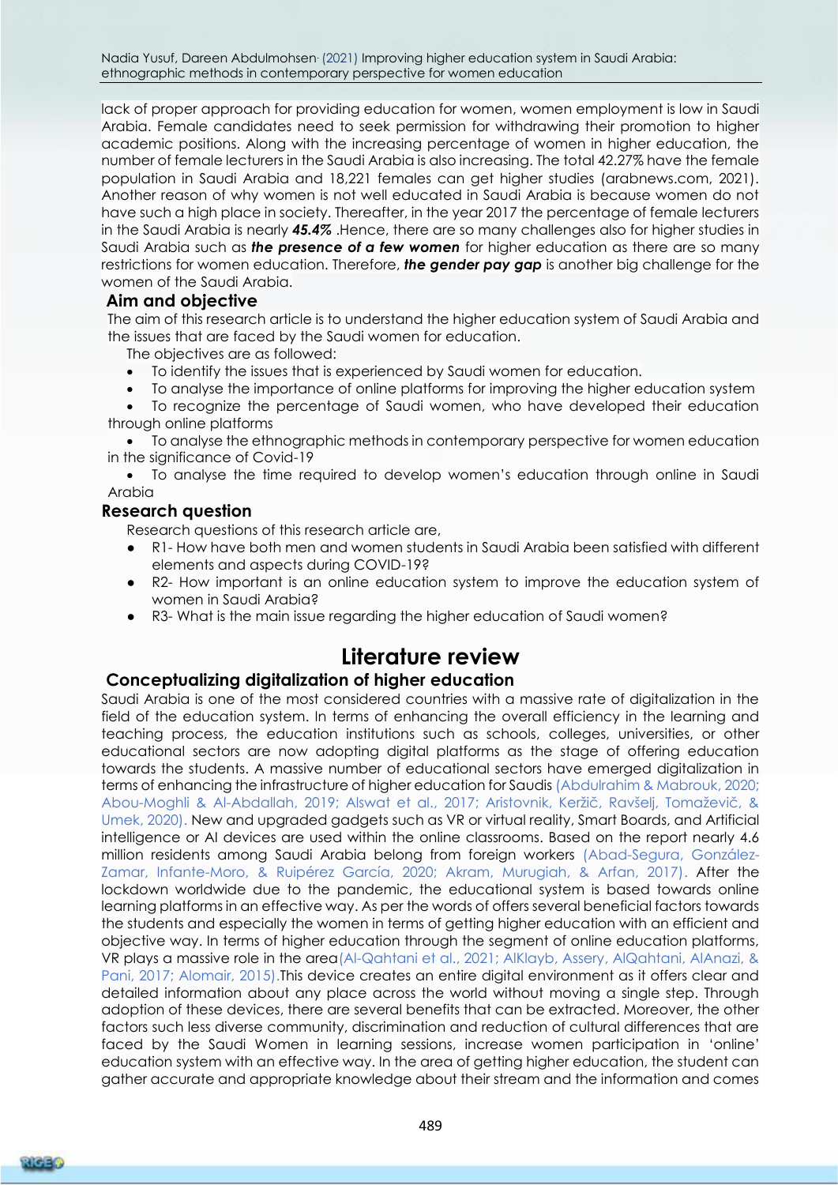lack of proper approach for providing education for women, women employment is low in Saudi Arabia. Female candidates need to seek permission for withdrawing their promotion to higher academic positions. Along with the increasing percentage of women in higher education, the number of female lecturers in the Saudi Arabia is also increasing. The total 42.27% have the female population in Saudi Arabia and 18,221 females can get higher studies (arabnews.com, 2021). Another reason of why women is not well educated in Saudi Arabia is because women do not have such a high place in society. Thereafter, in the year 2017 the percentage of female lecturers in the Saudi Arabia is nearly ***45.4%*** .Hence, there are so many challenges also for higher studies in Saudi Arabia such as ***the presence of a few women*** for higher education as there are so many restrictions for women education. Therefore, ***the gender pay gap*** is another big challenge for the women of the Saudi Arabia.

## Aim and objective

The aim of this research article is to understand the higher education system of Saudi Arabia and the issues that are faced by the Saudi women for education.

The objectives are as followed:

- To identify the issues that is experienced by Saudi women for education.
- To analyse the importance of online platforms for improving the higher education system
- To recognize the percentage of Saudi women, who have developed their education through online platforms
- To analyse the ethnographic methods in contemporary perspective for women education in the significance of Covid-19
- To analyse the time required to develop women's education through online in Saudi Arabia

## Research question

Research questions of this research article are,

- R1- How have both men and women students in Saudi Arabia been satisfied with different elements and aspects during COVID-19?
- R2- How important is an online education system to improve the education system of women in Saudi Arabia?
- R3- What is the main issue regarding the higher education of Saudi women?

# Literature review

## Conceptualizing digitalization of higher education

Saudi Arabia is one of the most considered countries with a massive rate of digitalization in the field of the education system. In terms of enhancing the overall efficiency in the learning and teaching process, the education institutions such as schools, colleges, universities, or other educational sectors are now adopting digital platforms as the stage of offering education towards the students. A massive number of educational sectors have emerged digitalization in terms of enhancing the infrastructure of higher education for Saudis (Abdulrahim & Mabrouk, 2020; Abou-Moghli & Al-Abdallah, 2019; Alswat et al., 2017; Aristovnik, Keržič, Ravšelj, Tomaževič, & Umek, 2020). New and upgraded gadgets such as VR or virtual reality, Smart Boards, and Artificial intelligence or AI devices are used within the online classrooms. Based on the report nearly 4.6 million residents among Saudi Arabia belong from foreign workers (Abad-Segura, González-Zamar, Infante-Moro, & Ruipérez García, 2020; Akram, Murugiah, & Arfan, 2017). After the lockdown worldwide due to the pandemic, the educational system is based towards online learning platforms in an effective way. As per the words of offers several beneficial factors towards the students and especially the women in terms of getting higher education with an efficient and objective way. In terms of higher education through the segment of online education platforms, VR plays a massive role in the area(Al-Qahtani et al., 2021; AlKlayb, Assery, AlQahtani, AlAnazi, & Pani, 2017; Alomair, 2015).This device creates an entire digital environment as it offers clear and detailed information about any place across the world without moving a single step. Through adoption of these devices, there are several benefits that can be extracted. Moreover, the other factors such less diverse community, discrimination and reduction of cultural differences that are faced by the Saudi Women in learning sessions, increase women participation in 'online' education system with an effective way. In the area of getting higher education, the student can gather accurate and appropriate knowledge about their stream and the information and comes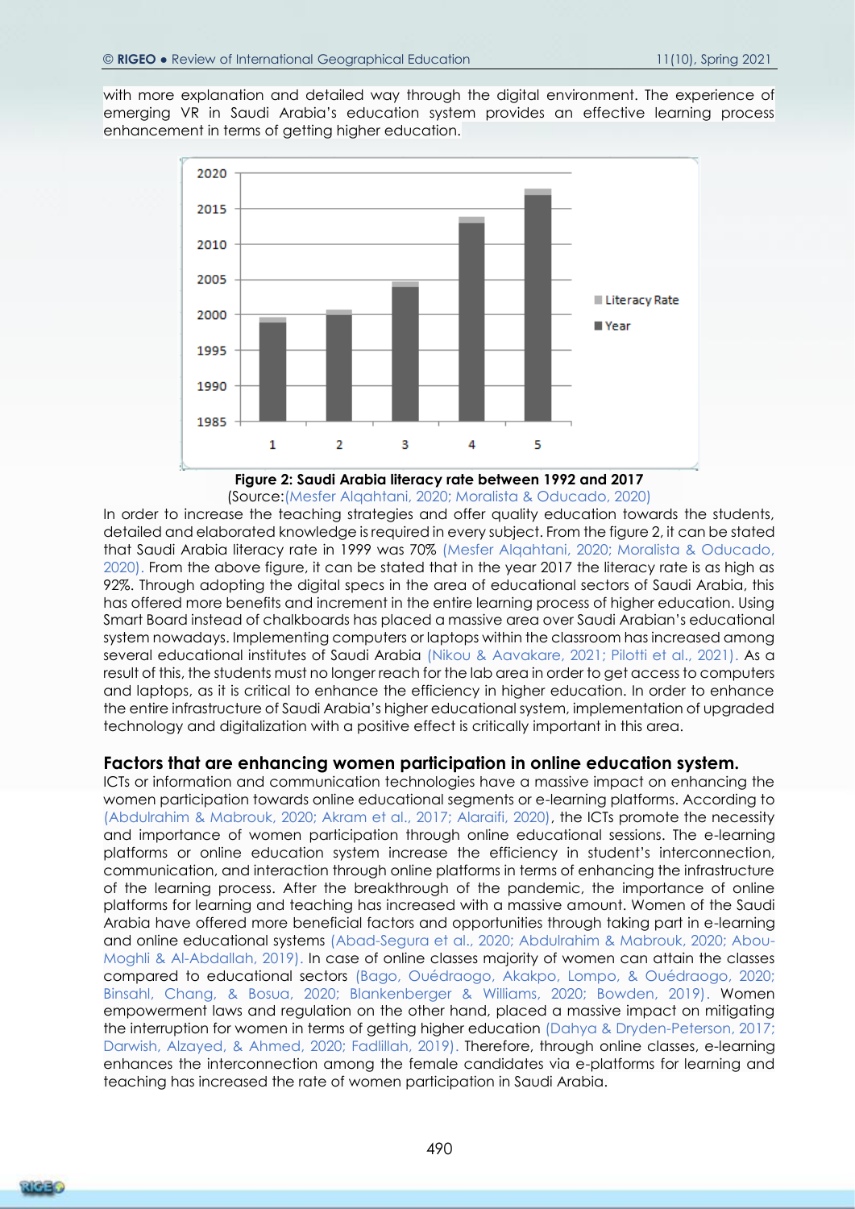with more explanation and detailed way through the digital environment. The experience of emerging VR in Saudi Arabia's education system provides an effective learning process enhancement in terms of getting higher education.

**Figure 2: Saudi Arabia literacy rate between 1992 and 2017**
(Source:(Mesfer Alqahtani, 2020; Moralista & Oducado, 2020)

In order to increase the teaching strategies and offer quality education towards the students, detailed and elaborated knowledge is required in every subject. From the figure 2, it can be stated that Saudi Arabia literacy rate in 1999 was 70% (Mesfer Alqahtani, 2020; Moralista & Oducado, 2020). From the above figure, it can be stated that in the year 2017 the literacy rate is as high as 92%. Through adopting the digital specs in the area of educational sectors of Saudi Arabia, this has offered more benefits and increment in the entire learning process of higher education. Using Smart Board instead of chalkboards has placed a massive area over Saudi Arabian's educational system nowadays. Implementing computers or laptops within the classroom has increased among several educational institutes of Saudi Arabia (Nikou & Aavakare, 2021; Pilotti et al., 2021). As a result of this, the students must no longer reach for the lab area in order to get access to computers and laptops, as it is critical to enhance the efficiency in higher education. In order to enhance the entire infrastructure of Saudi Arabia's higher educational system, implementation of upgraded technology and digitalization with a positive effect is critically important in this area.

## Factors that are enhancing women participation in online education system.

ICTs or information and communication technologies have a massive impact on enhancing the women participation towards online educational segments or e-learning platforms. According to (Abdulrahim & Mabrouk, 2020; Akram et al., 2017; Alaraifi, 2020), the ICTs promote the necessity and importance of women participation through online educational sessions. The e-learning platforms or online education system increase the efficiency in student's interconnection, communication, and interaction through online platforms in terms of enhancing the infrastructure of the learning process. After the breakthrough of the pandemic, the importance of online platforms for learning and teaching has increased with a massive amount. Women of the Saudi Arabia have offered more beneficial factors and opportunities through taking part in e-learning and online educational systems (Abad-Segura et al., 2020; Abdulrahim & Mabrouk, 2020; Abou-Moghli & Al-Abdallah, 2019). In case of online classes majority of women can attain the classes compared to educational sectors (Bago, Ouédraogo, Akakpo, Lompo, & Ouédraogo, 2020; Binsahl, Chang, & Bosua, 2020; Blankenberger & Williams, 2020; Bowden, 2019). Women empowerment laws and regulation on the other hand, placed a massive impact on mitigating the interruption for women in terms of getting higher education (Dahya & Dryden-Peterson, 2017; Darwish, Alzayed, & Ahmed, 2020; Fadlillah, 2019). Therefore, through online classes, e-learning enhances the interconnection among the female candidates via e-platforms for learning and teaching has increased the rate of women participation in Saudi Arabia.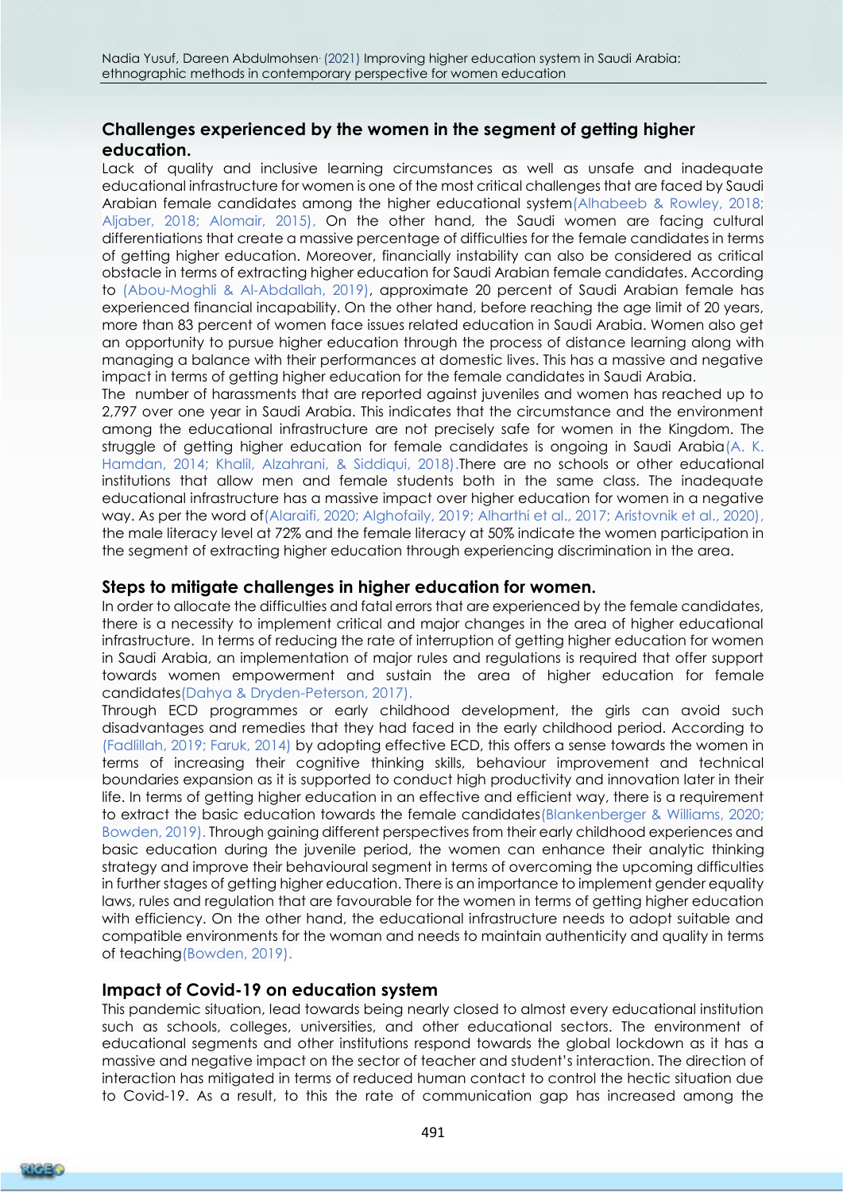## Challenges experienced by the women in the segment of getting higher education.

Lack of quality and inclusive learning circumstances as well as unsafe and inadequate educational infrastructure for women is one of the most critical challenges that are faced by Saudi Arabian female candidates among the higher educational system(Alhabeeb & Rowley, 2018; Aljaber, 2018; Alomair, 2015), On the other hand, the Saudi women are facing cultural differentiations that create a massive percentage of difficulties for the female candidates in terms of getting higher education. Moreover, financially instability can also be considered as critical obstacle in terms of extracting higher education for Saudi Arabian female candidates. According to (Abou-Moghli & Al-Abdallah, 2019), approximate 20 percent of Saudi Arabian female has experienced financial incapability. On the other hand, before reaching the age limit of 20 years, more than 83 percent of women face issues related education in Saudi Arabia. Women also get an opportunity to pursue higher education through the process of distance learning along with managing a balance with their performances at domestic lives. This has a massive and negative impact in terms of getting higher education for the female candidates in Saudi Arabia.

The number of harassments that are reported against juveniles and women has reached up to 2,797 over one year in Saudi Arabia. This indicates that the circumstance and the environment among the educational infrastructure are not precisely safe for women in the Kingdom. The struggle of getting higher education for female candidates is ongoing in Saudi Arabia(A. K. Hamdan, 2014; Khalil, Alzahrani, & Siddiqui, 2018).There are no schools or other educational institutions that allow men and female students both in the same class. The inadequate educational infrastructure has a massive impact over higher education for women in a negative way. As per the word of(Alaraifi, 2020; Alghofaily, 2019; Alharthi et al., 2017; Aristovnik et al., 2020), the male literacy level at 72% and the female literacy at 50% indicate the women participation in the segment of extracting higher education through experiencing discrimination in the area.

## Steps to mitigate challenges in higher education for women.

In order to allocate the difficulties and fatal errors that are experienced by the female candidates, there is a necessity to implement critical and major changes in the area of higher educational infrastructure. In terms of reducing the rate of interruption of getting higher education for women in Saudi Arabia, an implementation of major rules and regulations is required that offer support towards women empowerment and sustain the area of higher education for female candidates(Dahya & Dryden-Peterson, 2017).

Through ECD programmes or early childhood development, the girls can avoid such disadvantages and remedies that they had faced in the early childhood period. According to (Fadlillah, 2019; Faruk, 2014) by adopting effective ECD, this offers a sense towards the women in terms of increasing their cognitive thinking skills, behaviour improvement and technical boundaries expansion as it is supported to conduct high productivity and innovation later in their life. In terms of getting higher education in an effective and efficient way, there is a requirement to extract the basic education towards the female candidates(Blankenberger & Williams, 2020; Bowden, 2019). Through gaining different perspectives from their early childhood experiences and basic education during the juvenile period, the women can enhance their analytic thinking strategy and improve their behavioural segment in terms of overcoming the upcoming difficulties in further stages of getting higher education. There is an importance to implement gender equality laws, rules and regulation that are favourable for the women in terms of getting higher education with efficiency. On the other hand, the educational infrastructure needs to adopt suitable and compatible environments for the woman and needs to maintain authenticity and quality in terms of teaching(Bowden, 2019).

## Impact of Covid-19 on education system

This pandemic situation, lead towards being nearly closed to almost every educational institution such as schools, colleges, universities, and other educational sectors. The environment of educational segments and other institutions respond towards the global lockdown as it has a massive and negative impact on the sector of teacher and student's interaction. The direction of interaction has mitigated in terms of reduced human contact to control the hectic situation due to Covid-19. As a result, to this the rate of communication gap has increased among the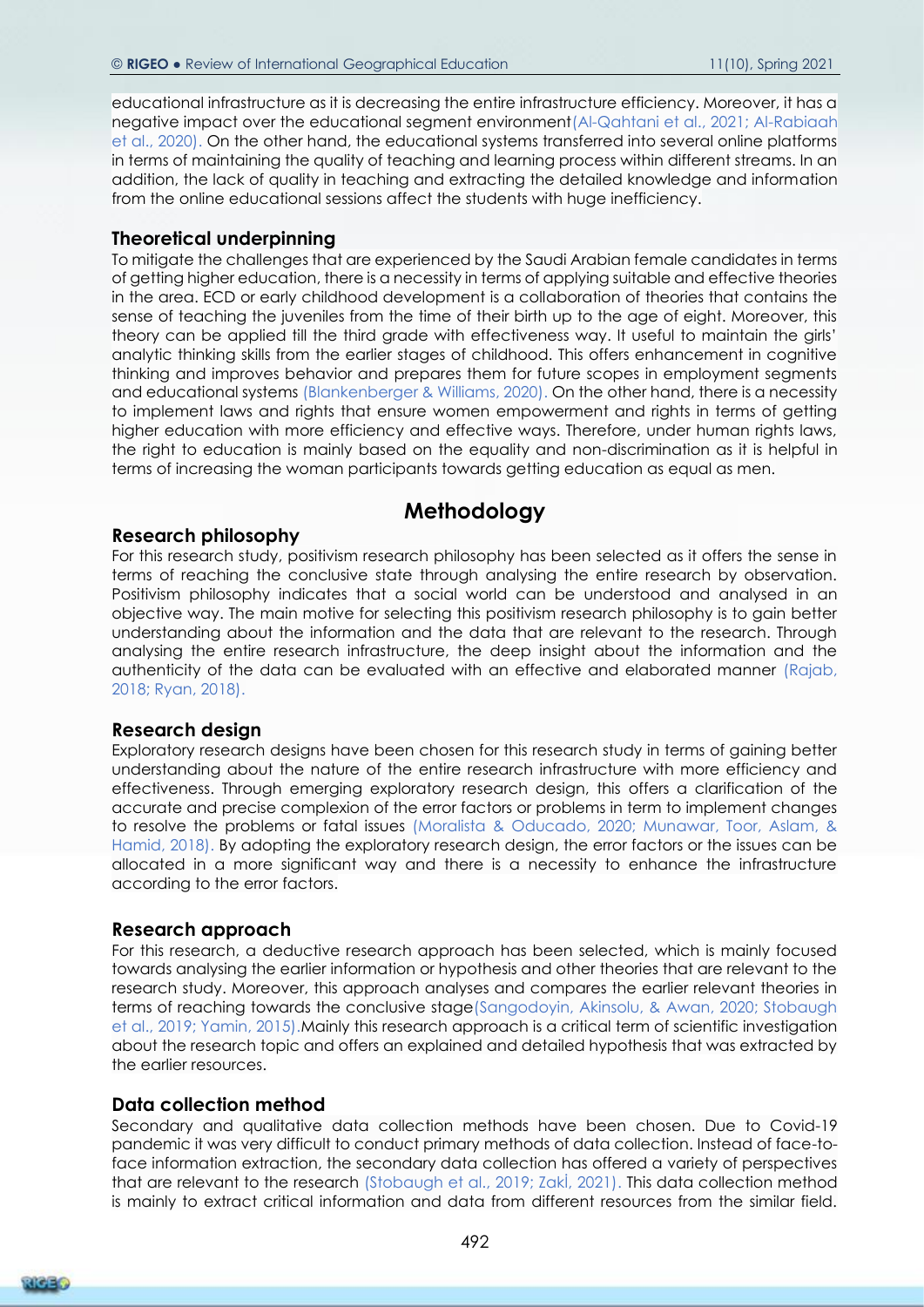educational infrastructure as it is decreasing the entire infrastructure efficiency. Moreover, it has a negative impact over the educational segment environment(Al-Qahtani et al., 2021; Al-Rabiaah et al., 2020). On the other hand, the educational systems transferred into several online platforms in terms of maintaining the quality of teaching and learning process within different streams. In an addition, the lack of quality in teaching and extracting the detailed knowledge and information from the online educational sessions affect the students with huge inefficiency.

### Theoretical underpinning

To mitigate the challenges that are experienced by the Saudi Arabian female candidates in terms of getting higher education, there is a necessity in terms of applying suitable and effective theories in the area. ECD or early childhood development is a collaboration of theories that contains the sense of teaching the juveniles from the time of their birth up to the age of eight. Moreover, this theory can be applied till the third grade with effectiveness way. It useful to maintain the girls' analytic thinking skills from the earlier stages of childhood. This offers enhancement in cognitive thinking and improves behavior and prepares them for future scopes in employment segments and educational systems (Blankenberger & Williams, 2020). On the other hand, there is a necessity to implement laws and rights that ensure women empowerment and rights in terms of getting higher education with more efficiency and effective ways. Therefore, under human rights laws, the right to education is mainly based on the equality and non-discrimination as it is helpful in terms of increasing the woman participants towards getting education as equal as men.

## Methodology

### Research philosophy

For this research study, positivism research philosophy has been selected as it offers the sense in terms of reaching the conclusive state through analysing the entire research by observation. Positivism philosophy indicates that a social world can be understood and analysed in an objective way. The main motive for selecting this positivism research philosophy is to gain better understanding about the information and the data that are relevant to the research. Through analysing the entire research infrastructure, the deep insight about the information and the authenticity of the data can be evaluated with an effective and elaborated manner (Rajab, 2018; Ryan, 2018).

### Research design

Exploratory research designs have been chosen for this research study in terms of gaining better understanding about the nature of the entire research infrastructure with more efficiency and effectiveness. Through emerging exploratory research design, this offers a clarification of the accurate and precise complexion of the error factors or problems in term to implement changes to resolve the problems or fatal issues (Moralista & Oducado, 2020; Munawar, Toor, Aslam, & Hamid, 2018). By adopting the exploratory research design, the error factors or the issues can be allocated in a more significant way and there is a necessity to enhance the infrastructure according to the error factors.

### Research approach

For this research, a deductive research approach has been selected, which is mainly focused towards analysing the earlier information or hypothesis and other theories that are relevant to the research study. Moreover, this approach analyses and compares the earlier relevant theories in terms of reaching towards the conclusive stage(Sangodoyin, Akinsolu, & Awan, 2020; Stobaugh et al., 2019; Yamin, 2015).Mainly this research approach is a critical term of scientific investigation about the research topic and offers an explained and detailed hypothesis that was extracted by the earlier resources.

### Data collection method

Secondary and qualitative data collection methods have been chosen. Due to Covid-19 pandemic it was very difficult to conduct primary methods of data collection. Instead of face-to-face information extraction, the secondary data collection has offered a variety of perspectives that are relevant to the research (Stobaugh et al., 2019; Zaki, 2021). This data collection method is mainly to extract critical information and data from different resources from the similar field.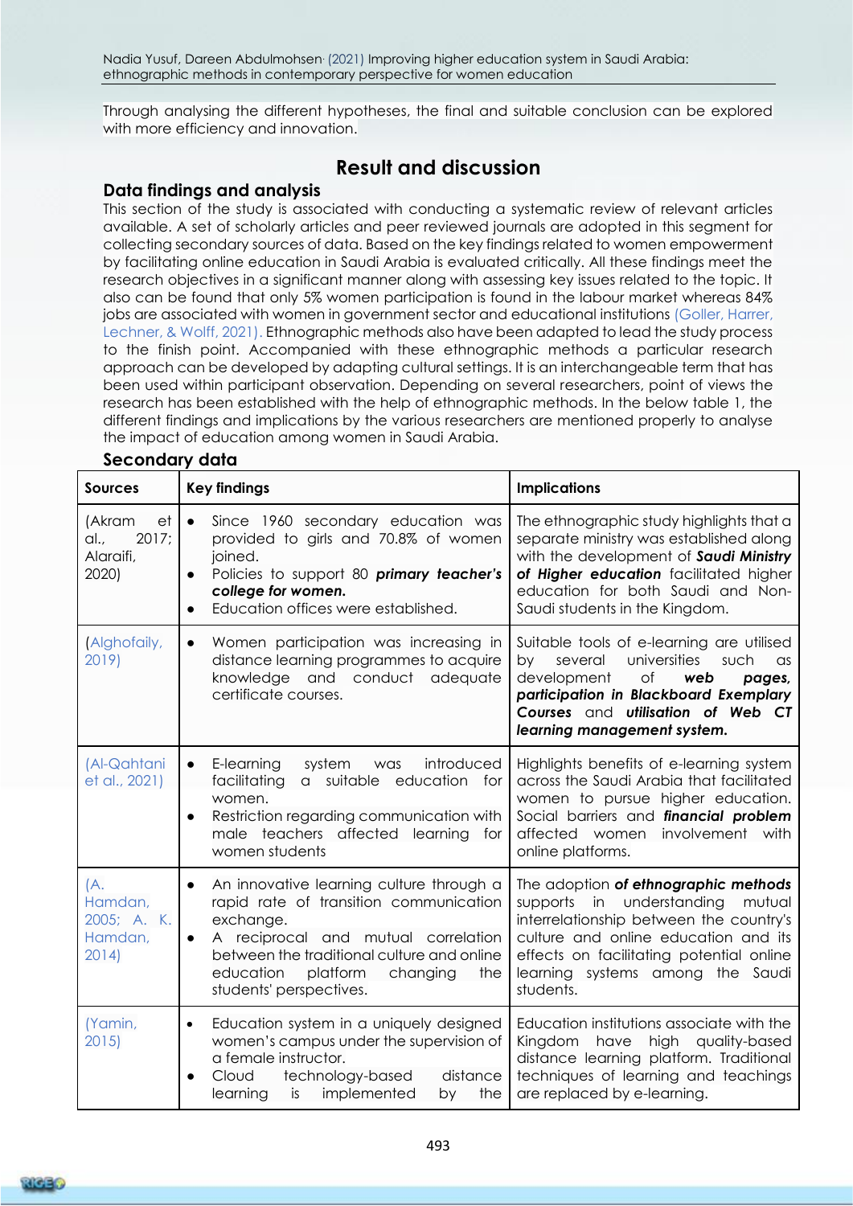Through analysing the different hypotheses, the final and suitable conclusion can be explored with more efficiency and innovation.

## Result and discussion

### Data findings and analysis

This section of the study is associated with conducting a systematic review of relevant articles available. A set of scholarly articles and peer reviewed journals are adopted in this segment for collecting secondary sources of data. Based on the key findings related to women empowerment by facilitating online education in Saudi Arabia is evaluated critically. All these findings meet the research objectives in a significant manner along with assessing key issues related to the topic. It also can be found that only 5% women participation is found in the labour market whereas 84% jobs are associated with women in government sector and educational institutions (Goller, Harrer, Lechner, & Wolff, 2021). Ethnographic methods also have been adapted to lead the study process to the finish point. Accompanied with these ethnographic methods a particular research approach can be developed by adapting cultural settings. It is an interchangeable term that has been used within participant observation. Depending on several researchers, point of views the research has been established with the help of ethnographic methods. In the below table 1, the different findings and implications by the various researchers are mentioned properly to analyse the impact of education among women in Saudi Arabia.

### Secondary data

| Sources | Key findings | Implications |
|---|---|---|
| (Akram et al., 2017; Alaraifi, 2020) | • Since 1960 secondary education was provided to girls and 70.8% of women joined.<br>• Policies to support 80 ***primary teacher's college for women.***<br>• Education offices were established. | The ethnographic study highlights that a separate ministry was established along with the development of ***Saudi Ministry of Higher education*** facilitated higher education for both Saudi and Non-Saudi students in the Kingdom. |
| (Alghofaily, 2019) | • Women participation was increasing in distance learning programmes to acquire knowledge and conduct adequate certificate courses. | Suitable tools of e-learning are utilised by several universities such as development of ***web pages, participation in Blackboard Exemplary Courses*** and ***utilisation of Web CT learning management system.*** |
| (Al-Qahtani et al., 2021) | • E-learning system was introduced facilitating a suitable education for women.<br>• Restriction regarding communication with male teachers affected learning for women students | Highlights benefits of e-learning system across the Saudi Arabia that facilitated women to pursue higher education. Social barriers and ***financial problem*** affected women involvement with online platforms. |
| (A. Hamdan, 2005; A. K. Hamdan, 2014) | • An innovative learning culture through a rapid rate of transition communication exchange.<br>• A reciprocal and mutual correlation between the traditional culture and online education platform changing the students' perspectives. | The adoption ***of ethnographic methods*** supports in understanding mutual interrelationship between the country's culture and online education and its effects on facilitating potential online learning systems among the Saudi students. |
| (Yamin, 2015) | • Education system in a uniquely designed women's campus under the supervision of a female instructor.<br>• Cloud technology-based distance learning is implemented by the | Education institutions associate with the Kingdom have high quality-based distance learning platform. Traditional techniques of learning and teachings are replaced by e-learning. |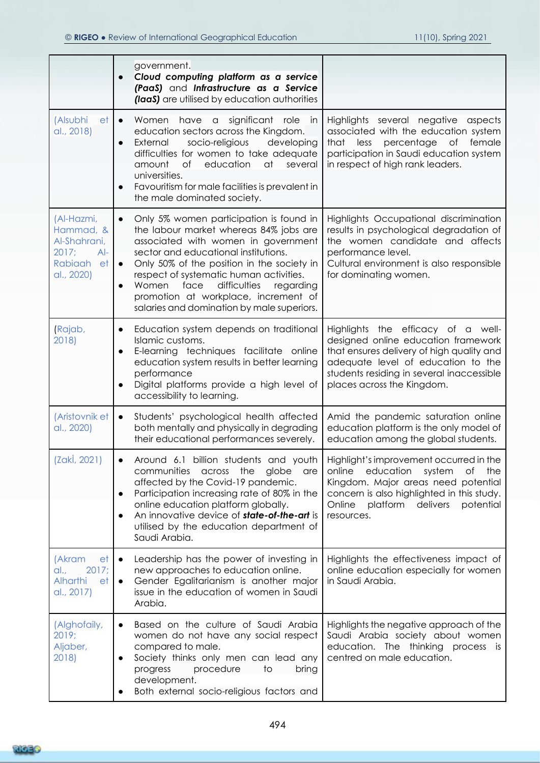| | | |
|---|---|---|
| | government.<br>● ***Cloud computing platform as a service (PaaS)*** and ***Infrastructure as a Service (IaaS)*** are utilised by education authorities | |
| (Alsubhi et al., 2018) | ● Women have a significant role in education sectors across the Kingdom.<br>● External socio-religious developing difficulties for women to take adequate amount of education at several universities.<br>● Favouritism for male facilities is prevalent in the male dominated society. | Highlights several negative aspects associated with the education system that less percentage of female participation in Saudi education system in respect of high rank leaders. |
| (Al-Hazmi, Hammad, & Al-Shahrani, 2017; Al-Rabiaah et al., 2020) | ● Only 5% women participation is found in the labour market whereas 84% jobs are associated with women in government sector and educational institutions.<br>● Only 50% of the position in the society in respect of systematic human activities.<br>● Women face difficulties regarding promotion at workplace, increment of salaries and domination by male superiors. | Highlights Occupational discrimination results in psychological degradation of the women candidate and affects performance level.<br>Cultural environment is also responsible for dominating women. |
| (Rajab, 2018) | ● Education system depends on traditional Islamic customs.<br>● E-learning techniques facilitate online education system results in better learning performance<br>● Digital platforms provide a high level of accessibility to learning. | Highlights the efficacy of a well-designed online education framework that ensures delivery of high quality and adequate level of education to the students residing in several inaccessible places across the Kingdom. |
| (Aristovnik et al., 2020) | ● Students' psychological health affected both mentally and physically in degrading their educational performances severely. | Amid the pandemic saturation online education platform is the only model of education among the global students. |
| (Zakİ, 2021) | ● Around 6.1 billion students and youth communities across the globe are affected by the Covid-19 pandemic.<br>● Participation increasing rate of 80% in the online education platform globally.<br>● An innovative device of ***state-of-the-art*** is utilised by the education department of Saudi Arabia. | Highlight's improvement occurred in the online education system of the Kingdom. Major areas need potential concern is also highlighted in this study. Online platform delivers potential resources. |
| (Akram et al., 2017; Alharthi et al., 2017) | ● Leadership has the power of investing in new approaches to education online.<br>● Gender Egalitarianism is another major issue in the education of women in Saudi Arabia. | Highlights the effectiveness impact of online education especially for women in Saudi Arabia. |
| (Alghofaily, 2019; Aljaber, 2018) | ● Based on the culture of Saudi Arabia women do not have any social respect compared to male.<br>● Society thinks only men can lead any progress procedure to bring development.<br>● Both external socio-religious factors and | Highlights the negative approach of the Saudi Arabia society about women education. The thinking process is centred on male education. |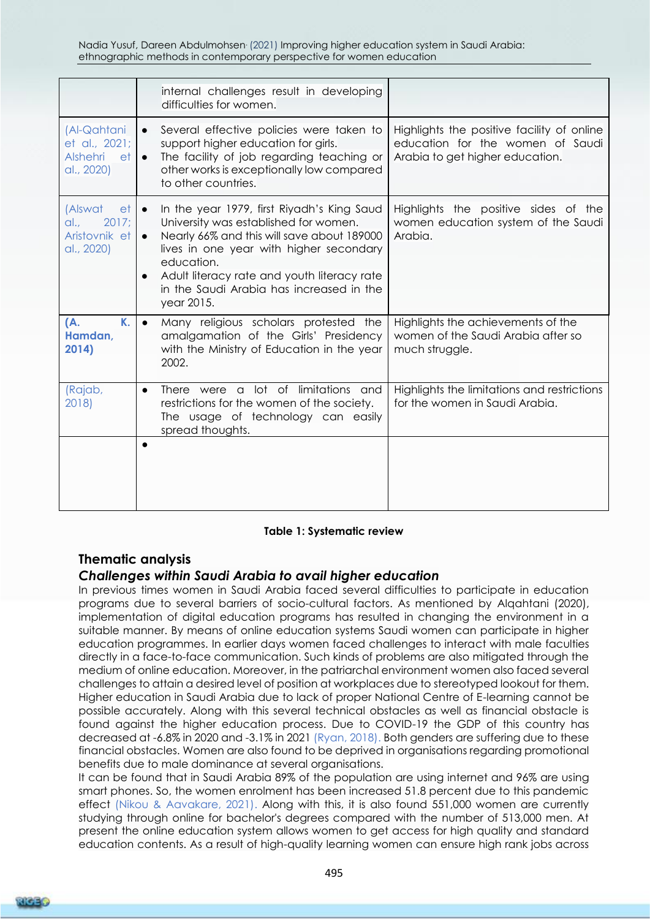| | | |
|---|---|---|
| | internal challenges result in developing difficulties for women. | |
| (Al-Qahtani et al., 2021; Alshehri et al., 2020) | • Several effective policies were taken to support higher education for girls. • The facility of job regarding teaching or other works is exceptionally low compared to other countries. | Highlights the positive facility of online education for the women of Saudi Arabia to get higher education. |
| (Alswat et al., 2017; Aristovnik et al., 2020) | • In the year 1979, first Riyadh's King Saud University was established for women. • Nearly 66% and this will save about 189000 lives in one year with higher secondary education. • Adult literacy rate and youth literacy rate in the Saudi Arabia has increased in the year 2015. | Highlights the positive sides of the women education system of the Saudi Arabia. |
| **(A. K. Hamdan, 2014)** | • Many religious scholars protested the amalgamation of the Girls' Presidency with the Ministry of Education in the year 2002. | Highlights the achievements of the women of the Saudi Arabia after so much struggle. |
| (Rajab, 2018) | • There were a lot of limitations and restrictions for the women of the society. The usage of technology can easily spread thoughts. | Highlights the limitations and restrictions for the women in Saudi Arabia. |
| | • | |

**Table 1: Systematic review**

## Thematic analysis

### *Challenges within Saudi Arabia to avail higher education*

In previous times women in Saudi Arabia faced several difficulties to participate in education programs due to several barriers of socio-cultural factors. As mentioned by Alqahtani (2020), implementation of digital education programs has resulted in changing the environment in a suitable manner. By means of online education systems Saudi women can participate in higher education programmes. In earlier days women faced challenges to interact with male faculties directly in a face-to-face communication. Such kinds of problems are also mitigated through the medium of online education. Moreover, in the patriarchal environment women also faced several challenges to attain a desired level of position at workplaces due to stereotyped lookout for them. Higher education in Saudi Arabia due to lack of proper National Centre of E-learning cannot be possible accurately. Along with this several technical obstacles as well as financial obstacle is found against the higher education process. Due to COVID-19 the GDP of this country has decreased at -6.8% in 2020 and -3.1% in 2021 (Ryan, 2018). Both genders are suffering due to these financial obstacles. Women are also found to be deprived in organisations regarding promotional benefits due to male dominance at several organisations.

It can be found that in Saudi Arabia 89% of the population are using internet and 96% are using smart phones. So, the women enrolment has been increased 51.8 percent due to this pandemic effect (Nikou & Aavakare, 2021). Along with this, it is also found 551,000 women are currently studying through online for bachelor's degrees compared with the number of 513,000 men. At present the online education system allows women to get access for high quality and standard education contents. As a result of high-quality learning women can ensure high rank jobs across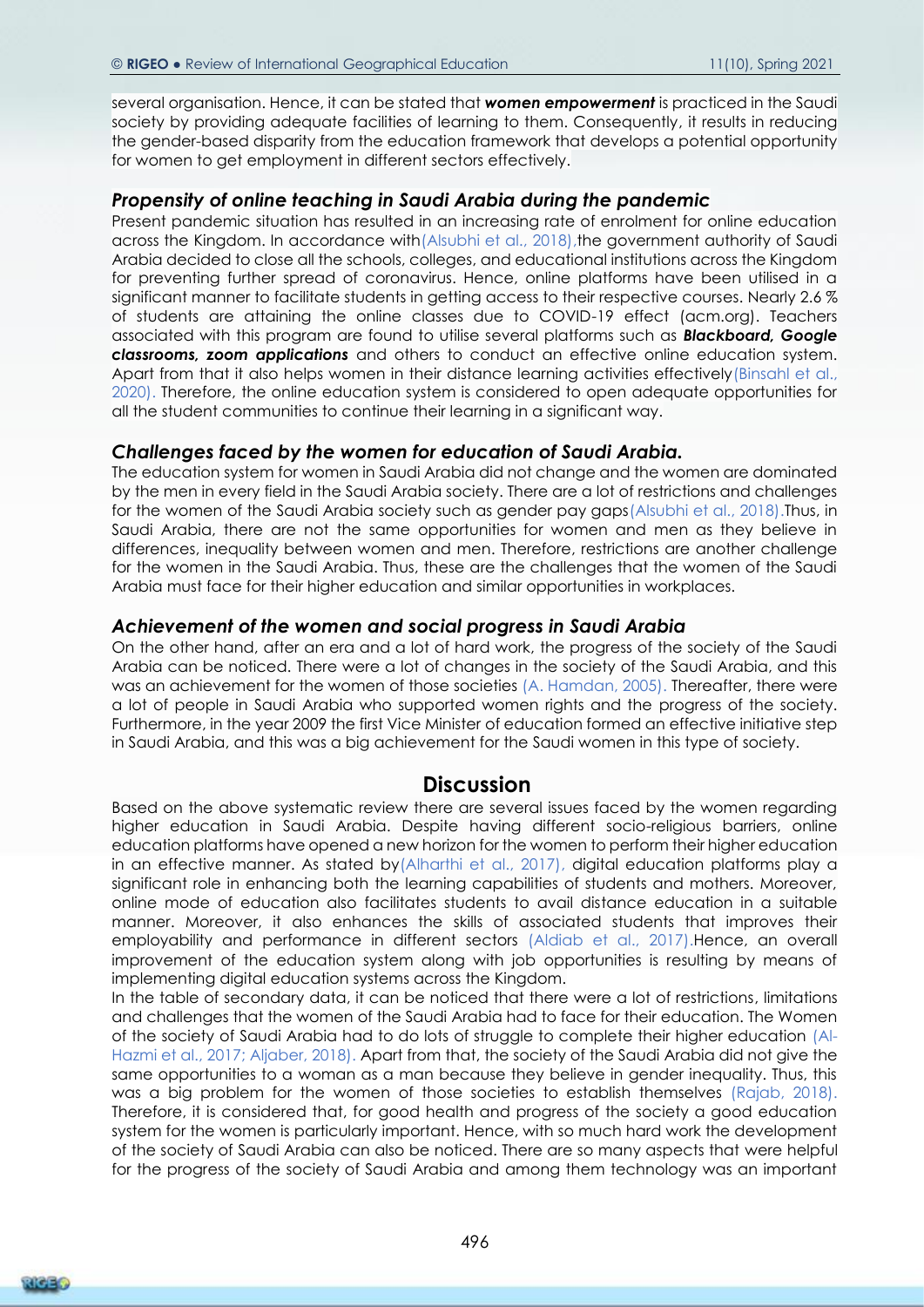several organisation. Hence, it can be stated that ***women empowerment*** is practiced in the Saudi society by providing adequate facilities of learning to them. Consequently, it results in reducing the gender-based disparity from the education framework that develops a potential opportunity for women to get employment in different sectors effectively.

### *Propensity of online teaching in Saudi Arabia during the pandemic*

Present pandemic situation has resulted in an increasing rate of enrolment for online education across the Kingdom. In accordance with(Alsubhi et al., 2018),the government authority of Saudi Arabia decided to close all the schools, colleges, and educational institutions across the Kingdom for preventing further spread of coronavirus. Hence, online platforms have been utilised in a significant manner to facilitate students in getting access to their respective courses. Nearly 2.6 % of students are attaining the online classes due to COVID-19 effect (acm.org). Teachers associated with this program are found to utilise several platforms such as ***Blackboard, Google classrooms, zoom applications*** and others to conduct an effective online education system. Apart from that it also helps women in their distance learning activities effectively(Binsahl et al., 2020). Therefore, the online education system is considered to open adequate opportunities for all the student communities to continue their learning in a significant way.

### *Challenges faced by the women for education of Saudi Arabia.*

The education system for women in Saudi Arabia did not change and the women are dominated by the men in every field in the Saudi Arabia society. There are a lot of restrictions and challenges for the women of the Saudi Arabia society such as gender pay gaps(Alsubhi et al., 2018).Thus, in Saudi Arabia, there are not the same opportunities for women and men as they believe in differences, inequality between women and men. Therefore, restrictions are another challenge for the women in the Saudi Arabia. Thus, these are the challenges that the women of the Saudi Arabia must face for their higher education and similar opportunities in workplaces.

### *Achievement of the women and social progress in Saudi Arabia*

On the other hand, after an era and a lot of hard work, the progress of the society of the Saudi Arabia can be noticed. There were a lot of changes in the society of the Saudi Arabia, and this was an achievement for the women of those societies (A. Hamdan, 2005). Thereafter, there were a lot of people in Saudi Arabia who supported women rights and the progress of the society. Furthermore, in the year 2009 the first Vice Minister of education formed an effective initiative step in Saudi Arabia, and this was a big achievement for the Saudi women in this type of society.

## Discussion

Based on the above systematic review there are several issues faced by the women regarding higher education in Saudi Arabia. Despite having different socio-religious barriers, online education platforms have opened a new horizon for the women to perform their higher education in an effective manner. As stated by(Alharthi et al., 2017), digital education platforms play a significant role in enhancing both the learning capabilities of students and mothers. Moreover, online mode of education also facilitates students to avail distance education in a suitable manner. Moreover, it also enhances the skills of associated students that improves their employability and performance in different sectors (Aldiab et al., 2017).Hence, an overall improvement of the education system along with job opportunities is resulting by means of implementing digital education systems across the Kingdom.

In the table of secondary data, it can be noticed that there were a lot of restrictions, limitations and challenges that the women of the Saudi Arabia had to face for their education. The Women of the society of Saudi Arabia had to do lots of struggle to complete their higher education (Al-Hazmi et al., 2017; Aljaber, 2018). Apart from that, the society of the Saudi Arabia did not give the same opportunities to a woman as a man because they believe in gender inequality. Thus, this was a big problem for the women of those societies to establish themselves (Rajab, 2018). Therefore, it is considered that, for good health and progress of the society a good education system for the women is particularly important. Hence, with so much hard work the development of the society of Saudi Arabia can also be noticed. There are so many aspects that were helpful for the progress of the society of Saudi Arabia and among them technology was an important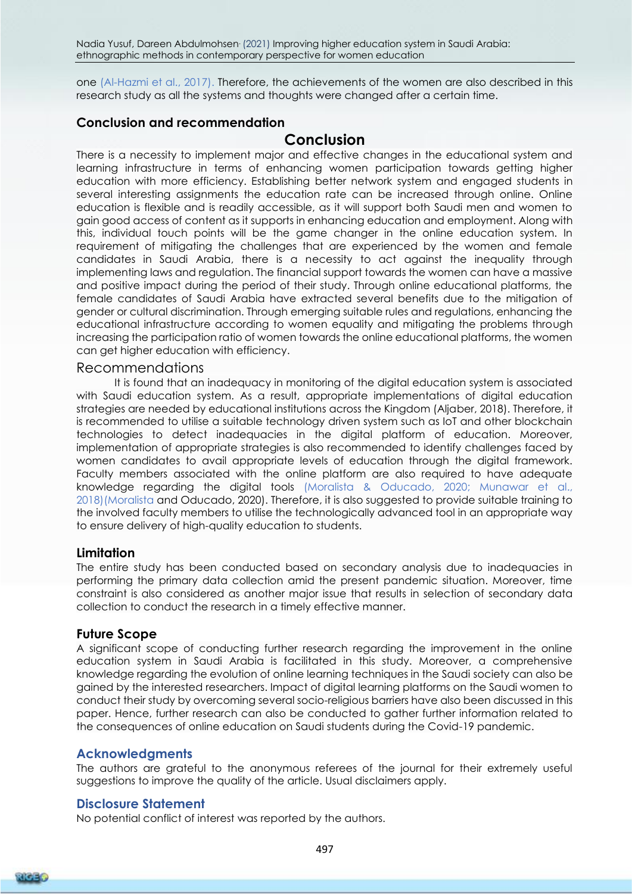one (Al-Hazmi et al., 2017). Therefore, the achievements of the women are also described in this research study as all the systems and thoughts were changed after a certain time.

## Conclusion and recommendation

### Conclusion

There is a necessity to implement major and effective changes in the educational system and learning infrastructure in terms of enhancing women participation towards getting higher education with more efficiency. Establishing better network system and engaged students in several interesting assignments the education rate can be increased through online. Online education is flexible and is readily accessible, as it will support both Saudi men and women to gain good access of content as it supports in enhancing education and employment. Along with this, individual touch points will be the game changer in the online education system. In requirement of mitigating the challenges that are experienced by the women and female candidates in Saudi Arabia, there is a necessity to act against the inequality through implementing laws and regulation. The financial support towards the women can have a massive and positive impact during the period of their study. Through online educational platforms, the female candidates of Saudi Arabia have extracted several benefits due to the mitigation of gender or cultural discrimination. Through emerging suitable rules and regulations, enhancing the educational infrastructure according to women equality and mitigating the problems through increasing the participation ratio of women towards the online educational platforms, the women can get higher education with efficiency.

### Recommendations

It is found that an inadequacy in monitoring of the digital education system is associated with Saudi education system. As a result, appropriate implementations of digital education strategies are needed by educational institutions across the Kingdom (Aljaber, 2018). Therefore, it is recommended to utilise a suitable technology driven system such as IoT and other blockchain technologies to detect inadequacies in the digital platform of education. Moreover, implementation of appropriate strategies is also recommended to identify challenges faced by women candidates to avail appropriate levels of education through the digital framework. Faculty members associated with the online platform are also required to have adequate knowledge regarding the digital tools (Moralista & Oducado, 2020; Munawar et al., 2018)(Moralista and Oducado, 2020). Therefore, it is also suggested to provide suitable training to the involved faculty members to utilise the technologically advanced tool in an appropriate way to ensure delivery of high-quality education to students.

## Limitation

The entire study has been conducted based on secondary analysis due to inadequacies in performing the primary data collection amid the present pandemic situation. Moreover, time constraint is also considered as another major issue that results in selection of secondary data collection to conduct the research in a timely effective manner.

## Future Scope

A significant scope of conducting further research regarding the improvement in the online education system in Saudi Arabia is facilitated in this study. Moreover, a comprehensive knowledge regarding the evolution of online learning techniques in the Saudi society can also be gained by the interested researchers. Impact of digital learning platforms on the Saudi women to conduct their study by overcoming several socio-religious barriers have also been discussed in this paper. Hence, further research can also be conducted to gather further information related to the consequences of online education on Saudi students during the Covid-19 pandemic.

## Acknowledgments

The authors are grateful to the anonymous referees of the journal for their extremely useful suggestions to improve the quality of the article. Usual disclaimers apply.

## Disclosure Statement

No potential conflict of interest was reported by the authors.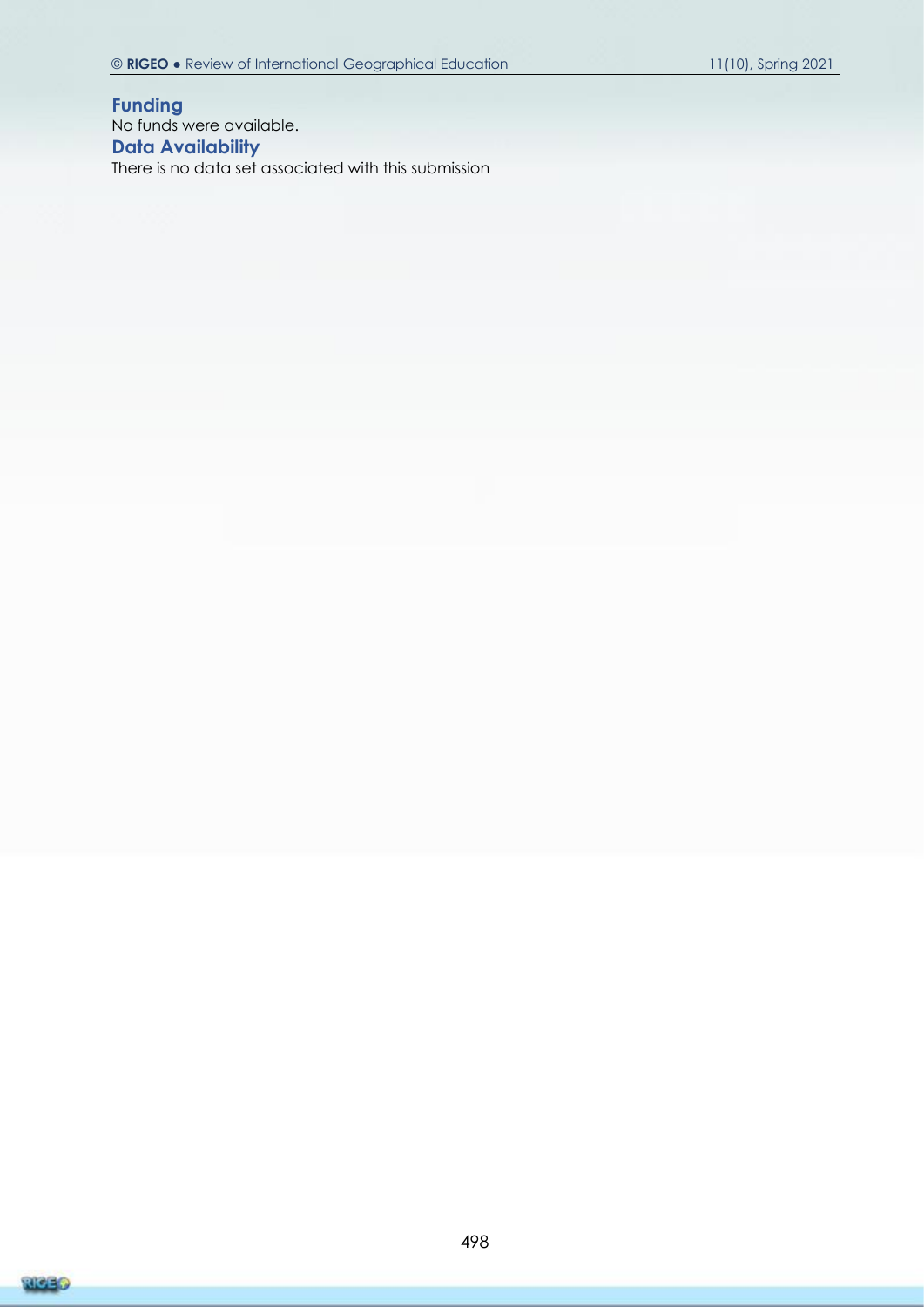### Funding

No funds were available.

### Data Availability

There is no data set associated with this submission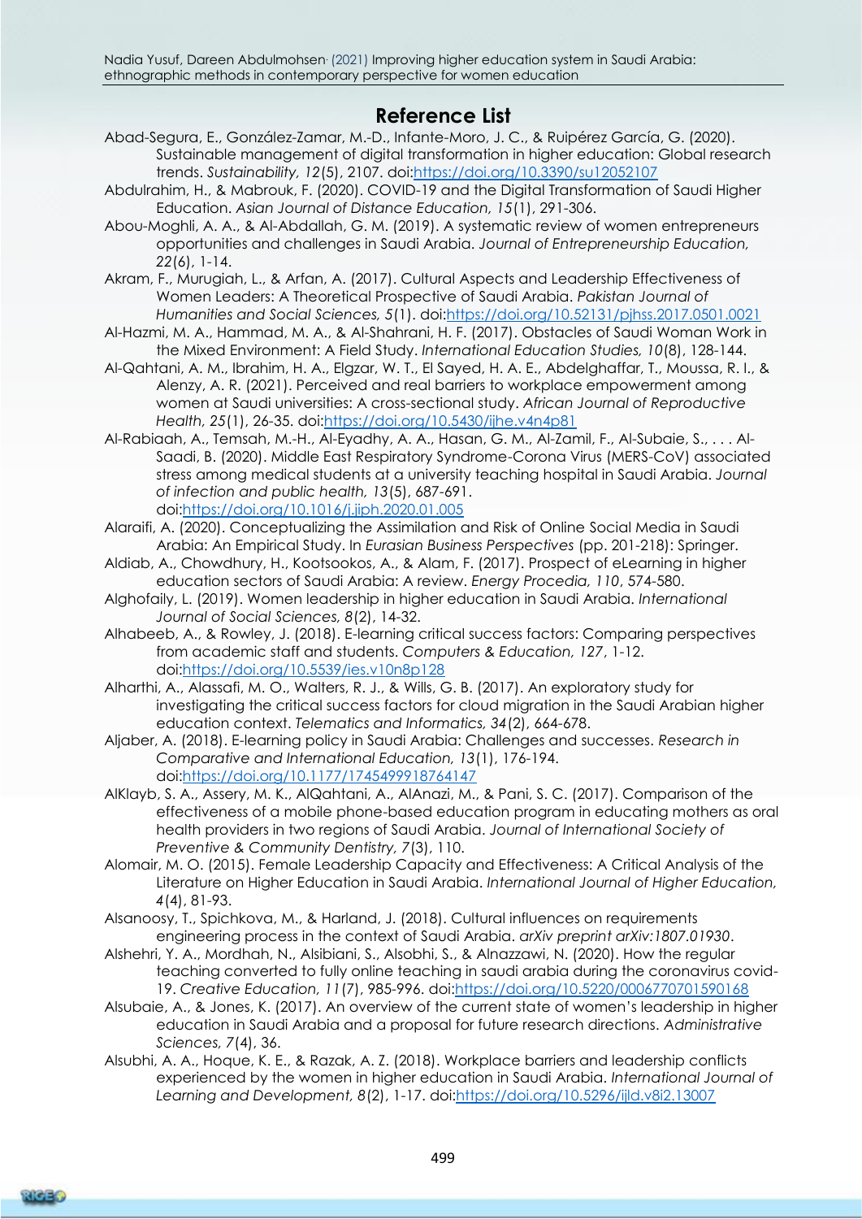## Reference List

Abad-Segura, E., González-Zamar, M.-D., Infante-Moro, J. C., & Ruipérez García, G. (2020). Sustainable management of digital transformation in higher education: Global research trends. *Sustainability, 12*(5), 2107. doi:https://doi.org/10.3390/su12052107

Abdulrahim, H., & Mabrouk, F. (2020). COVID-19 and the Digital Transformation of Saudi Higher Education. *Asian Journal of Distance Education, 15*(1), 291-306.

Abou-Moghli, A. A., & Al-Abdallah, G. M. (2019). A systematic review of women entrepreneurs opportunities and challenges in Saudi Arabia. *Journal of Entrepreneurship Education, 22*(6), 1-14.

Akram, F., Murugiah, L., & Arfan, A. (2017). Cultural Aspects and Leadership Effectiveness of Women Leaders: A Theoretical Prospective of Saudi Arabia. *Pakistan Journal of Humanities and Social Sciences, 5*(1). doi:https://doi.org/10.52131/pjhss.2017.0501.0021

Al-Hazmi, M. A., Hammad, M. A., & Al-Shahrani, H. F. (2017). Obstacles of Saudi Woman Work in the Mixed Environment: A Field Study. *International Education Studies, 10*(8), 128-144.

Al-Qahtani, A. M., Ibrahim, H. A., Elgzar, W. T., El Sayed, H. A. E., Abdelghaffar, T., Moussa, R. I., & Alenzy, A. R. (2021). Perceived and real barriers to workplace empowerment among women at Saudi universities: A cross-sectional study. *African Journal of Reproductive Health, 25*(1), 26-35. doi:https://doi.org/10.5430/ijhe.v4n4p81

Al-Rabiaah, A., Temsah, M.-H., Al-Eyadhy, A. A., Hasan, G. M., Al-Zamil, F., Al-Subaie, S., . . . Al-Saadi, B. (2020). Middle East Respiratory Syndrome-Corona Virus (MERS-CoV) associated stress among medical students at a university teaching hospital in Saudi Arabia. *Journal of infection and public health, 13*(5), 687-691. doi:https://doi.org/10.1016/j.jiph.2020.01.005

Alaraifi, A. (2020). Conceptualizing the Assimilation and Risk of Online Social Media in Saudi Arabia: An Empirical Study. In *Eurasian Business Perspectives* (pp. 201-218): Springer.

Aldiab, A., Chowdhury, H., Kootsookos, A., & Alam, F. (2017). Prospect of eLearning in higher education sectors of Saudi Arabia: A review. *Energy Procedia, 110*, 574-580.

Alghofaily, L. (2019). Women leadership in higher education in Saudi Arabia. *International Journal of Social Sciences, 8*(2), 14-32.

Alhabeeb, A., & Rowley, J. (2018). E-learning critical success factors: Comparing perspectives from academic staff and students. *Computers & Education, 127*, 1-12. doi:https://doi.org/10.5539/ies.v10n8p128

Alharthi, A., Alassafi, M. O., Walters, R. J., & Wills, G. B. (2017). An exploratory study for investigating the critical success factors for cloud migration in the Saudi Arabian higher education context. *Telematics and Informatics, 34*(2), 664-678.

Aljaber, A. (2018). E-learning policy in Saudi Arabia: Challenges and successes. *Research in Comparative and International Education, 13*(1), 176-194. doi:https://doi.org/10.1177/1745499918764147

AlKlayb, S. A., Assery, M. K., AlQahtani, A., AlAnazi, M., & Pani, S. C. (2017). Comparison of the effectiveness of a mobile phone-based education program in educating mothers as oral health providers in two regions of Saudi Arabia. *Journal of International Society of Preventive & Community Dentistry, 7*(3), 110.

Alomair, M. O. (2015). Female Leadership Capacity and Effectiveness: A Critical Analysis of the Literature on Higher Education in Saudi Arabia. *International Journal of Higher Education, 4*(4), 81-93.

Alsanoosy, T., Spichkova, M., & Harland, J. (2018). Cultural influences on requirements engineering process in the context of Saudi Arabia. *arXiv preprint arXiv:1807.01930*.

Alshehri, Y. A., Mordhah, N., Alsibiani, S., Alsobhi, S., & Alnazzawi, N. (2020). How the regular teaching converted to fully online teaching in saudi arabia during the coronavirus covid-19. *Creative Education, 11*(7), 985-996. doi:https://doi.org/10.5220/0006770701590168

Alsubaie, A., & Jones, K. (2017). An overview of the current state of women's leadership in higher education in Saudi Arabia and a proposal for future research directions. *Administrative Sciences, 7*(4), 36.

Alsubhi, A. A., Hoque, K. E., & Razak, A. Z. (2018). Workplace barriers and leadership conflicts experienced by the women in higher education in Saudi Arabia. *International Journal of Learning and Development, 8*(2), 1-17. doi:https://doi.org/10.5296/ijld.v8i2.13007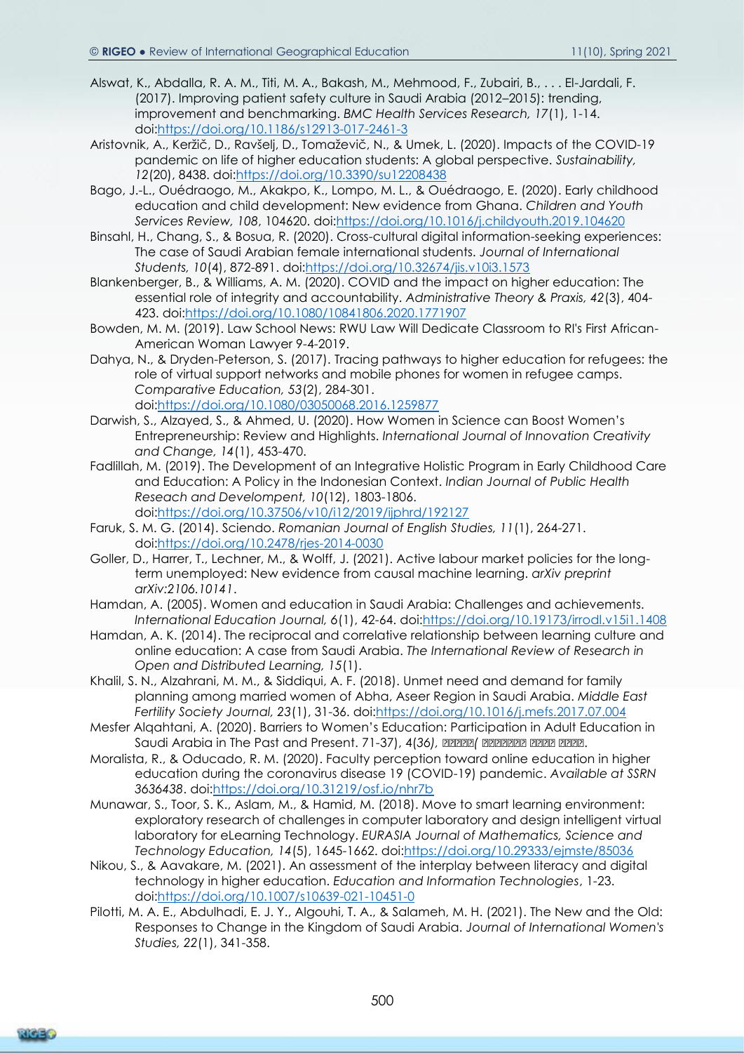Alswat, K., Abdalla, R. A. M., Titi, M. A., Bakash, M., Mehmood, F., Zubairi, B., . . . El-Jardali, F. (2017). Improving patient safety culture in Saudi Arabia (2012–2015): trending, improvement and benchmarking. *BMC Health Services Research, 17*(1), 1-14. doi:https://doi.org/10.1186/s12913-017-2461-3

Aristovnik, A., Keržič, D., Ravšelj, D., Tomaževič, N., & Umek, L. (2020). Impacts of the COVID-19 pandemic on life of higher education students: A global perspective. *Sustainability, 12*(20), 8438. doi:https://doi.org/10.3390/su12208438

Bago, J.-L., Ouédraogo, M., Akakpo, K., Lompo, M. L., & Ouédraogo, E. (2020). Early childhood education and child development: New evidence from Ghana. *Children and Youth Services Review, 108*, 104620. doi:https://doi.org/10.1016/j.childyouth.2019.104620

Binsahl, H., Chang, S., & Bosua, R. (2020). Cross-cultural digital information-seeking experiences: The case of Saudi Arabian female international students. *Journal of International Students, 10*(4), 872-891. doi:https://doi.org/10.32674/jis.v10i3.1573

Blankenberger, B., & Williams, A. M. (2020). COVID and the impact on higher education: The essential role of integrity and accountability. *Administrative Theory & Praxis, 42*(3), 404-423. doi:https://doi.org/10.1080/10841806.2020.1771907

Bowden, M. M. (2019). Law School News: RWU Law Will Dedicate Classroom to RI's First African-American Woman Lawyer 9-4-2019.

Dahya, N., & Dryden-Peterson, S. (2017). Tracing pathways to higher education for refugees: the role of virtual support networks and mobile phones for women in refugee camps. *Comparative Education, 53*(2), 284-301. doi:https://doi.org/10.1080/03050068.2016.1259877

Darwish, S., Alzayed, S., & Ahmed, U. (2020). How Women in Science can Boost Women's Entrepreneurship: Review and Highlights. *International Journal of Innovation Creativity and Change, 14*(1), 453-470.

Fadlillah, M. (2019). The Development of an Integrative Holistic Program in Early Childhood Care and Education: A Policy in the Indonesian Context. *Indian Journal of Public Health Reseach and Develompent, 10*(12), 1803-1806. doi:https://doi.org/10.37506/v10/i12/2019/ijphrd/192127

Faruk, S. M. G. (2014). Sciendo. *Romanian Journal of English Studies, 11*(1), 264-271. doi:https://doi.org/10.2478/rjes-2014-0030

Goller, D., Harrer, T., Lechner, M., & Wolff, J. (2021). Active labour market policies for the long-term unemployed: New evidence from causal machine learning. *arXiv preprint arXiv:2106.10141*.

Hamdan, A. (2005). Women and education in Saudi Arabia: Challenges and achievements. *International Education Journal, 6*(1), 42-64. doi:https://doi.org/10.19173/irrodl.v15i1.1408

Hamdan, A. K. (2014). The reciprocal and correlative relationship between learning culture and online education: A case from Saudi Arabia. *The International Review of Research in Open and Distributed Learning, 15*(1).

Khalil, S. N., Alzahrani, M. M., & Siddiqui, A. F. (2018). Unmet need and demand for family planning among married women of Abha, Aseer Region in Saudi Arabia. *Middle East Fertility Society Journal, 23*(1), 31-36. doi:https://doi.org/10.1016/j.mefs.2017.07.004

Mesfer Alqahtani, A. (2020). Barriers to Women's Education: Participation in Adult Education in Saudi Arabia in The Past and Present. 71-37), 4(*36), ?????( ??????? ???? ????.*

Moralista, R., & Oducado, R. M. (2020). Faculty perception toward online education in higher education during the coronavirus disease 19 (COVID-19) pandemic. *Available at SSRN 3636438*. doi:https://doi.org/10.31219/osf.io/nhr7b

Munawar, S., Toor, S. K., Aslam, M., & Hamid, M. (2018). Move to smart learning environment: exploratory research of challenges in computer laboratory and design intelligent virtual laboratory for eLearning Technology. *EURASIA Journal of Mathematics, Science and Technology Education, 14*(5), 1645-1662. doi:https://doi.org/10.29333/ejmste/85036

Nikou, S., & Aavakare, M. (2021). An assessment of the interplay between literacy and digital technology in higher education. *Education and Information Technologies*, 1-23. doi:https://doi.org/10.1007/s10639-021-10451-0

Pilotti, M. A. E., Abdulhadi, E. J. Y., Algouhi, T. A., & Salameh, M. H. (2021). The New and the Old: Responses to Change in the Kingdom of Saudi Arabia. *Journal of International Women's Studies, 22*(1), 341-358.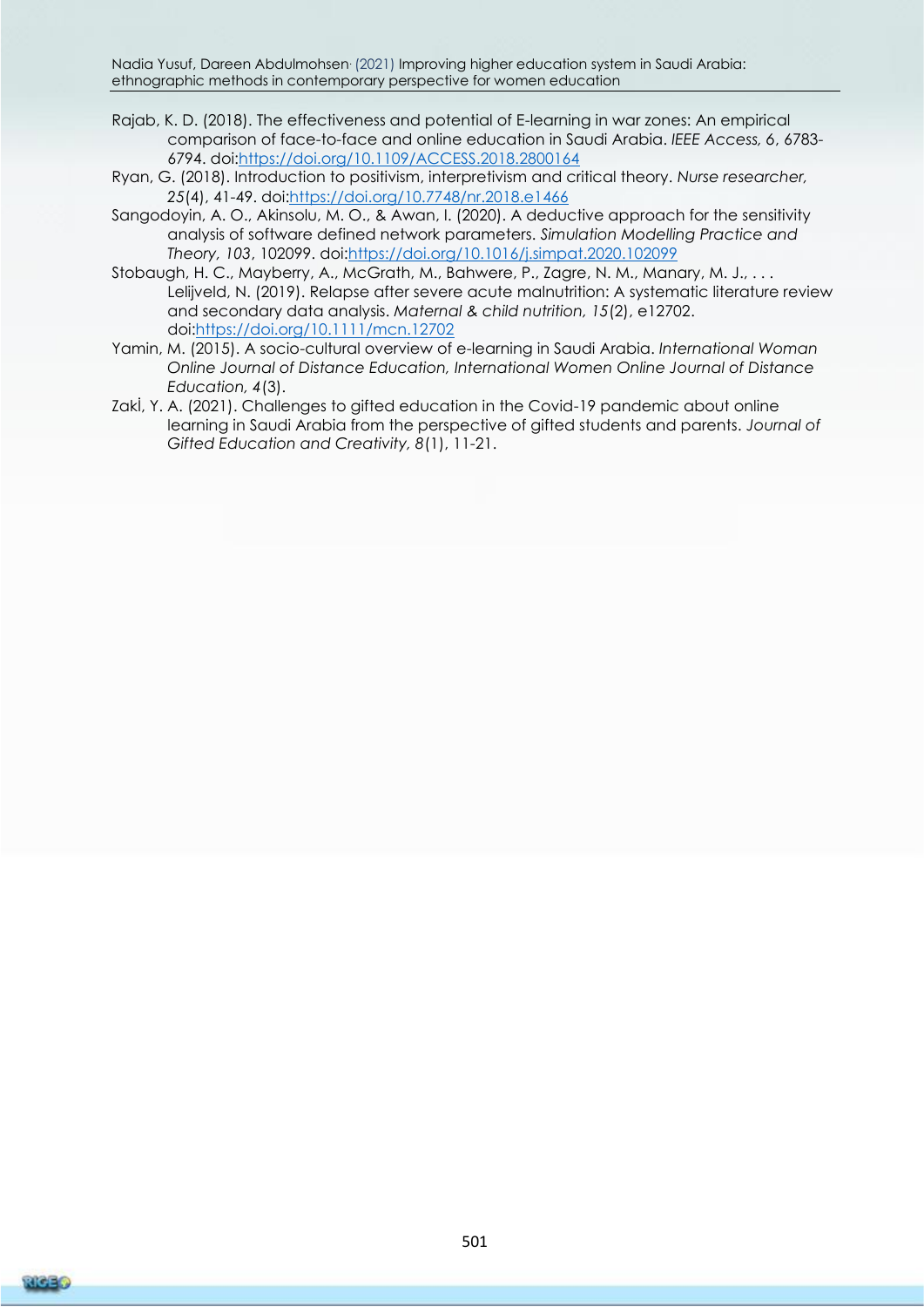Rajab, K. D. (2018). The effectiveness and potential of E-learning in war zones: An empirical comparison of face-to-face and online education in Saudi Arabia. *IEEE Access, 6*, 6783-6794. doi:https://doi.org/10.1109/ACCESS.2018.2800164

Ryan, G. (2018). Introduction to positivism, interpretivism and critical theory. *Nurse researcher, 25*(4), 41-49. doi:https://doi.org/10.7748/nr.2018.e1466

Sangodoyin, A. O., Akinsolu, M. O., & Awan, I. (2020). A deductive approach for the sensitivity analysis of software defined network parameters. *Simulation Modelling Practice and Theory, 103*, 102099. doi:https://doi.org/10.1016/j.simpat.2020.102099

Stobaugh, H. C., Mayberry, A., McGrath, M., Bahwere, P., Zagre, N. M., Manary, M. J., . . . Lelijveld, N. (2019). Relapse after severe acute malnutrition: A systematic literature review and secondary data analysis. *Maternal & child nutrition, 15*(2), e12702. doi:https://doi.org/10.1111/mcn.12702

Yamin, M. (2015). A socio-cultural overview of e-learning in Saudi Arabia. *International Woman Online Journal of Distance Education, International Women Online Journal of Distance Education, 4*(3).

Zakİ, Y. A. (2021). Challenges to gifted education in the Covid-19 pandemic about online learning in Saudi Arabia from the perspective of gifted students and parents. *Journal of Gifted Education and Creativity, 8*(1), 11-21.